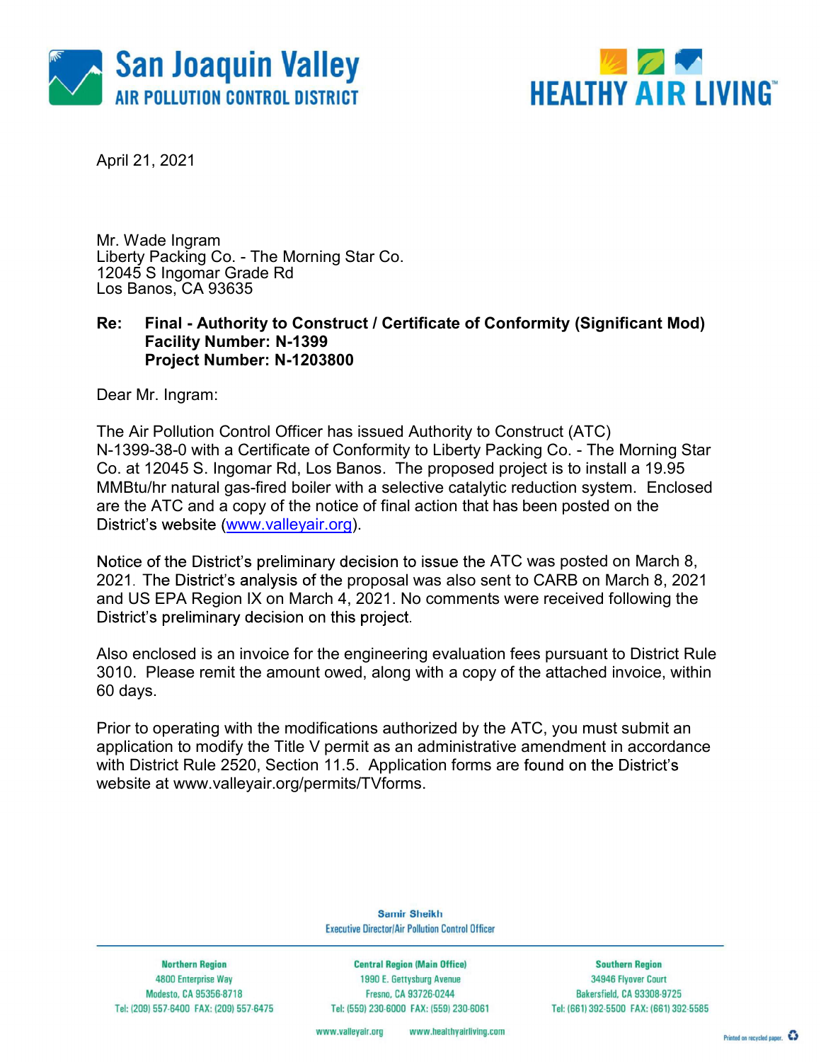April 21, 2021

Mr. Wade Ingram
Liberty Packing Co. - The Morning Star Co.
12045 S Ingomar Grade Rd
Los Banos, CA 93635

**Re: Final - Authority to Construct / Certificate of Conformity (Significant Mod)**
**Facility Number: N-1399**
**Project Number: N-1203800**

Dear Mr. Ingram:

The Air Pollution Control Officer has issued Authority to Construct (ATC) N-1399-38-0 with a Certificate of Conformity to Liberty Packing Co. - The Morning Star Co. at 12045 S. Ingomar Rd, Los Banos. The proposed project is to install a 19.95 MMBtu/hr natural gas-fired boiler with a selective catalytic reduction system. Enclosed are the ATC and a copy of the notice of final action that has been posted on the District's website (www.valleyair.org).

Notice of the District's preliminary decision to issue the ATC was posted on March 8, 2021. The District's analysis of the proposal was also sent to CARB on March 8, 2021 and US EPA Region IX on March 4, 2021. No comments were received following the District's preliminary decision on this project.

Also enclosed is an invoice for the engineering evaluation fees pursuant to District Rule 3010. Please remit the amount owed, along with a copy of the attached invoice, within 60 days.

Prior to operating with the modifications authorized by the ATC, you must submit an application to modify the Title V permit as an administrative amendment in accordance with District Rule 2520, Section 11.5. Application forms are found on the District's website at www.valleyair.org/permits/TVforms.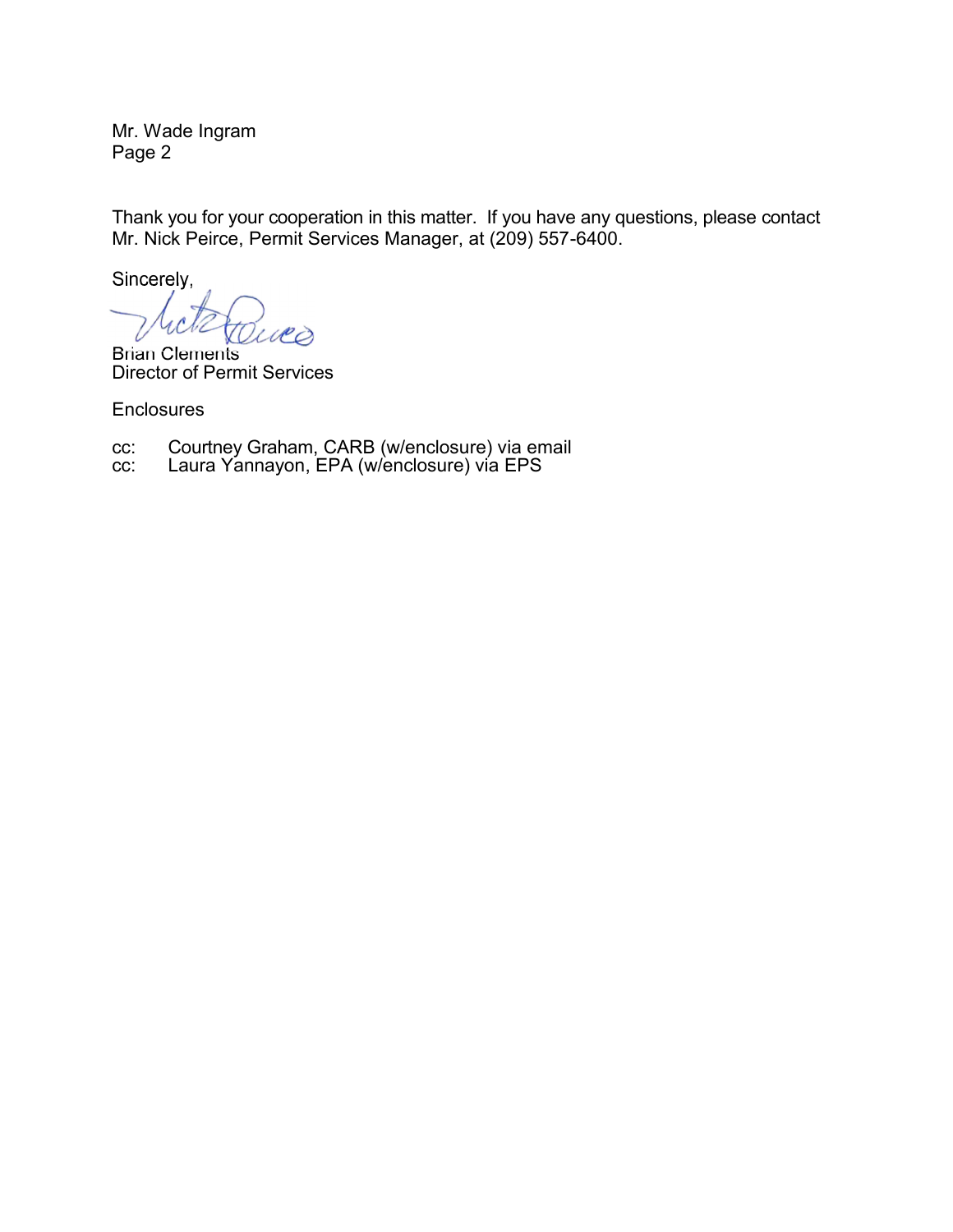Mr. Wade Ingram
Page 2

Thank you for your cooperation in this matter. If you have any questions, please contact Mr. Nick Peirce, Permit Services Manager, at (209) 557-6400.

Sincerely,

Brian Clements
Director of Permit Services

Enclosures

cc: Courtney Graham, CARB (w/enclosure) via email
cc: Laura Yannayon, EPA (w/enclosure) via EPS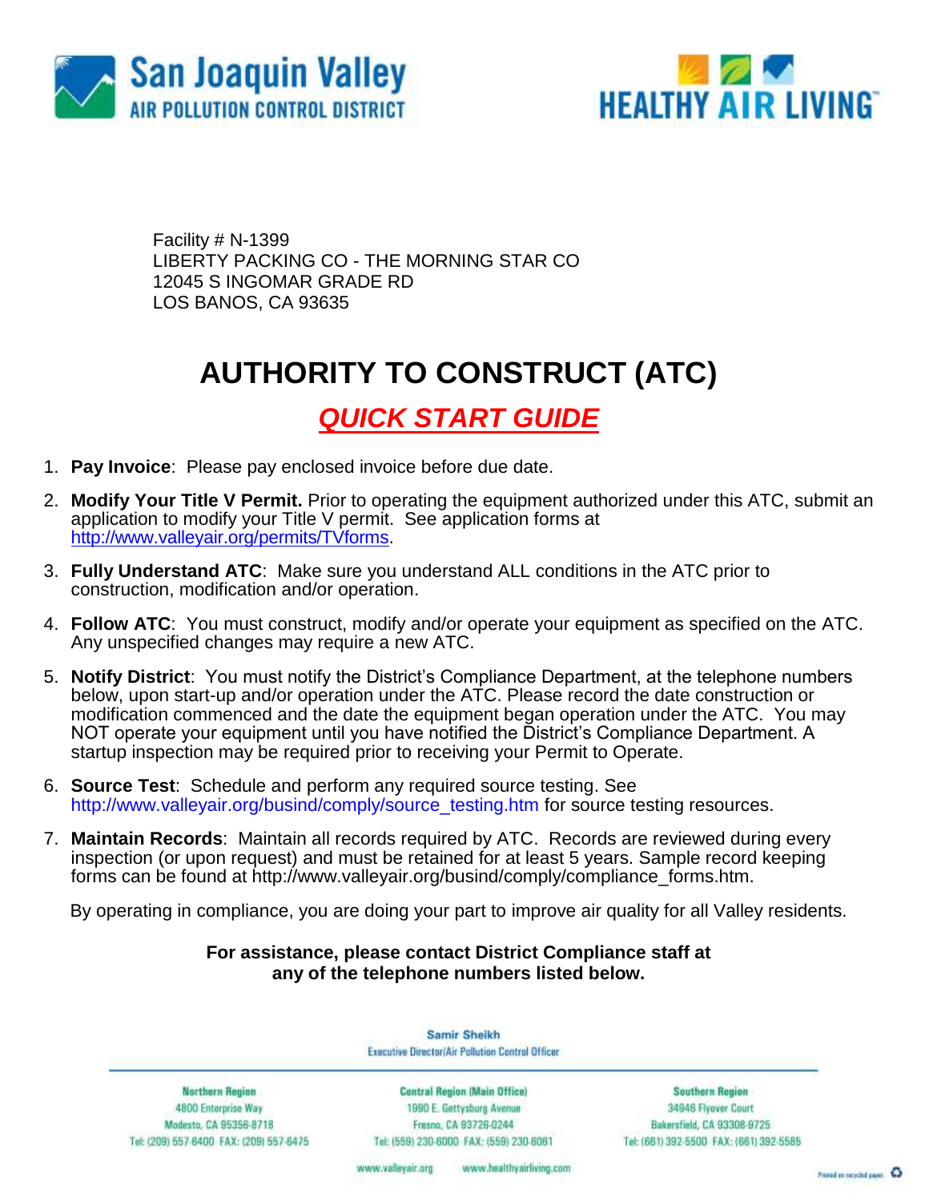San Joaquin Valley
AIR POLLUTION CONTROL DISTRICT

HEALTHY AIR LIVING™

Facility # N-1399
LIBERTY PACKING CO - THE MORNING STAR CO
12045 S INGOMAR GRADE RD
LOS BANOS, CA 93635

# AUTHORITY TO CONSTRUCT (ATC)

## *QUICK START GUIDE*

1. **Pay Invoice**: Please pay enclosed invoice before due date.
2. **Modify Your Title V Permit.** Prior to operating the equipment authorized under this ATC, submit an application to modify your Title V permit. See application forms at http://www.valleyair.org/permits/TVforms.
3. **Fully Understand ATC**: Make sure you understand ALL conditions in the ATC prior to construction, modification and/or operation.
4. **Follow ATC**: You must construct, modify and/or operate your equipment as specified on the ATC. Any unspecified changes may require a new ATC.
5. **Notify District**: You must notify the District's Compliance Department, at the telephone numbers below, upon start-up and/or operation under the ATC. Please record the date construction or modification commenced and the date the equipment began operation under the ATC. You may NOT operate your equipment until you have notified the District's Compliance Department. A startup inspection may be required prior to receiving your Permit to Operate.
6. **Source Test**: Schedule and perform any required source testing. See http://www.valleyair.org/busind/comply/source_testing.htm for source testing resources.
7. **Maintain Records**: Maintain all records required by ATC. Records are reviewed during every inspection (or upon request) and must be retained for at least 5 years. Sample record keeping forms can be found at http://www.valleyair.org/busind/comply/compliance_forms.htm.

By operating in compliance, you are doing your part to improve air quality for all Valley residents.

**For assistance, please contact District Compliance staff at any of the telephone numbers listed below.**

Samir Sheikh
Executive Director/Air Pollution Control Officer

| Northern Region | Central Region (Main Office) | Southern Region |
|---|---|---|
| 4800 Enterprise Way | 1990 E. Gettysburg Avenue | 34946 Flyover Court |
| Modesto, CA 95356-8718 | Fresno, CA 93726-0244 | Bakersfield, CA 93308-9725 |
| Tel: (209) 557-6400 FAX: (209) 557-6475 | Tel: (559) 230-6000 FAX: (559) 230-6061 | Tel: (661) 392-5500 FAX: (661) 392-5585 |

www.valleyair.org www.healthyairliving.com

Printed on recycled paper.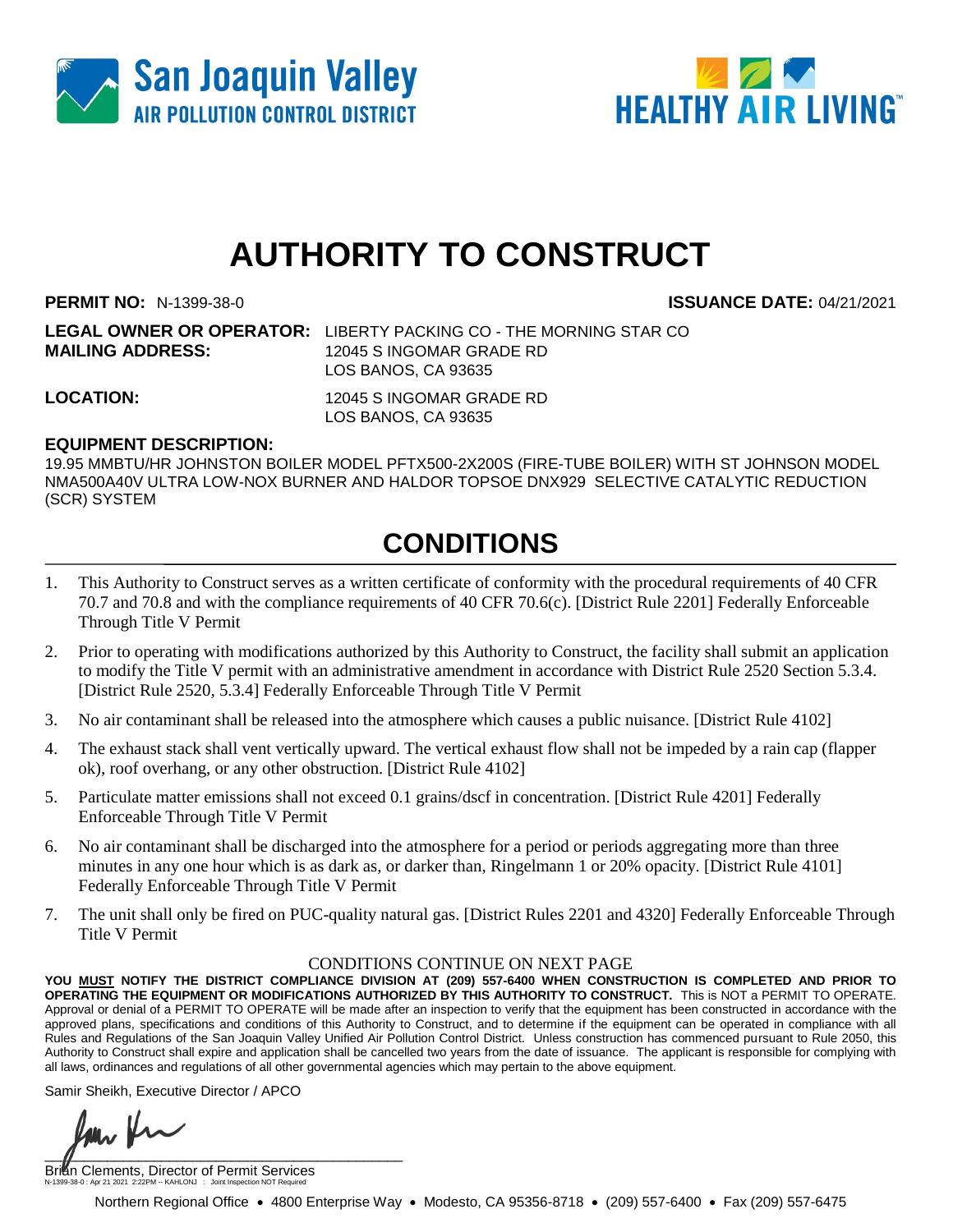San Joaquin Valley
AIR POLLUTION CONTROL DISTRICT

HEALTHY AIR LIVING™

# AUTHORITY TO CONSTRUCT

**PERMIT NO:** N-1399-38-0 **ISSUANCE DATE:** 04/21/2021

**LEGAL OWNER OR OPERATOR:** LIBERTY PACKING CO - THE MORNING STAR CO
**MAILING ADDRESS:** 12045 S INGOMAR GRADE RD
LOS BANOS, CA 93635

**LOCATION:** 12045 S INGOMAR GRADE RD
LOS BANOS, CA 93635

**EQUIPMENT DESCRIPTION:**
19.95 MMBTU/HR JOHNSTON BOILER MODEL PFTX500-2X200S (FIRE-TUBE BOILER) WITH ST JOHNSON MODEL NMA500A40V ULTRA LOW-NOX BURNER AND HALDOR TOPSOE DNX929 SELECTIVE CATALYTIC REDUCTION (SCR) SYSTEM

## CONDITIONS

1. This Authority to Construct serves as a written certificate of conformity with the procedural requirements of 40 CFR 70.7 and 70.8 and with the compliance requirements of 40 CFR 70.6(c). [District Rule 2201] Federally Enforceable Through Title V Permit
2. Prior to operating with modifications authorized by this Authority to Construct, the facility shall submit an application to modify the Title V permit with an administrative amendment in accordance with District Rule 2520 Section 5.3.4. [District Rule 2520, 5.3.4] Federally Enforceable Through Title V Permit
3. No air contaminant shall be released into the atmosphere which causes a public nuisance. [District Rule 4102]
4. The exhaust stack shall vent vertically upward. The vertical exhaust flow shall not be impeded by a rain cap (flapper ok), roof overhang, or any other obstruction. [District Rule 4102]
5. Particulate matter emissions shall not exceed 0.1 grains/dscf in concentration. [District Rule 4201] Federally Enforceable Through Title V Permit
6. No air contaminant shall be discharged into the atmosphere for a period or periods aggregating more than three minutes in any one hour which is as dark as, or darker than, Ringelmann 1 or 20% opacity. [District Rule 4101] Federally Enforceable Through Title V Permit
7. The unit shall only be fired on PUC-quality natural gas. [District Rules 2201 and 4320] Federally Enforceable Through Title V Permit

CONDITIONS CONTINUE ON NEXT PAGE

**YOU MUST NOTIFY THE DISTRICT COMPLIANCE DIVISION AT (209) 557-6400 WHEN CONSTRUCTION IS COMPLETED AND PRIOR TO OPERATING THE EQUIPMENT OR MODIFICATIONS AUTHORIZED BY THIS AUTHORITY TO CONSTRUCT.** This is NOT a PERMIT TO OPERATE. Approval or denial of a PERMIT TO OPERATE will be made after an inspection to verify that the equipment has been constructed in accordance with the approved plans, specifications and conditions of this Authority to Construct, and to determine if the equipment can be operated in compliance with all Rules and Regulations of the San Joaquin Valley Unified Air Pollution Control District. Unless construction has commenced pursuant to Rule 2050, this Authority to Construct shall expire and application shall be cancelled two years from the date of issuance. The applicant is responsible for complying with all laws, ordinances and regulations of all other governmental agencies which may pertain to the above equipment.

Samir Sheikh, Executive Director / APCO

Brian Clements, Director of Permit Services

N-1399-38-0 : Apr 21 2021 2:22PM -- KAHLONJ : Joint Inspection NOT Required

Northern Regional Office • 4800 Enterprise Way • Modesto, CA 95356-8718 • (209) 557-6400 • Fax (209) 557-6475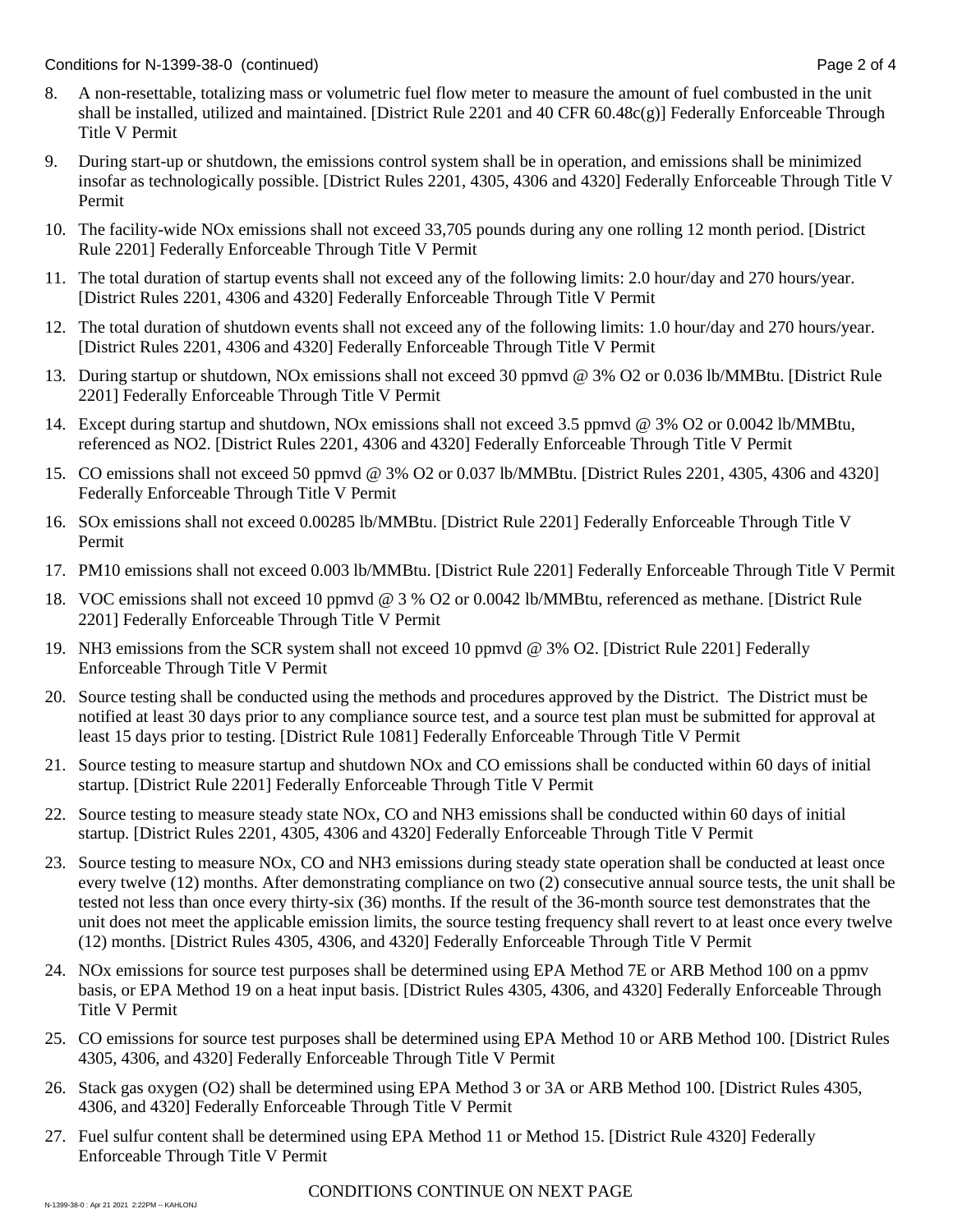8. A non-resettable, totalizing mass or volumetric fuel flow meter to measure the amount of fuel combusted in the unit shall be installed, utilized and maintained. [District Rule 2201 and 40 CFR 60.48c(g)] Federally Enforceable Through Title V Permit

9. During start-up or shutdown, the emissions control system shall be in operation, and emissions shall be minimized insofar as technologically possible. [District Rules 2201, 4305, 4306 and 4320] Federally Enforceable Through Title V Permit

10. The facility-wide NOx emissions shall not exceed 33,705 pounds during any one rolling 12 month period. [District Rule 2201] Federally Enforceable Through Title V Permit

11. The total duration of startup events shall not exceed any of the following limits: 2.0 hour/day and 270 hours/year. [District Rules 2201, 4306 and 4320] Federally Enforceable Through Title V Permit

12. The total duration of shutdown events shall not exceed any of the following limits: 1.0 hour/day and 270 hours/year. [District Rules 2201, 4306 and 4320] Federally Enforceable Through Title V Permit

13. During startup or shutdown, NOx emissions shall not exceed 30 ppmvd @ 3% $O_2$ or 0.036 lb/MMBtu. [District Rule 2201] Federally Enforceable Through Title V Permit

14. Except during startup and shutdown, NOx emissions shall not exceed 3.5 ppmvd @ 3% $O_2$ or 0.0042 lb/MMBtu, referenced as $NO_2$. [District Rules 2201, 4306 and 4320] Federally Enforceable Through Title V Permit

15. CO emissions shall not exceed 50 ppmvd @ 3% $O_2$ or 0.037 lb/MMBtu. [District Rules 2201, 4305, 4306 and 4320] Federally Enforceable Through Title V Permit

16. SOx emissions shall not exceed 0.00285 lb/MMBtu. [District Rule 2201] Federally Enforceable Through Title V Permit

17. PM10 emissions shall not exceed 0.003 lb/MMBtu. [District Rule 2201] Federally Enforceable Through Title V Permit

18. VOC emissions shall not exceed 10 ppmvd @ 3 % $O_2$ or 0.0042 lb/MMBtu, referenced as methane. [District Rule 2201] Federally Enforceable Through Title V Permit

19. $NH_3$ emissions from the SCR system shall not exceed 10 ppmvd @ 3% $O_2$. [District Rule 2201] Federally Enforceable Through Title V Permit

20. Source testing shall be conducted using the methods and procedures approved by the District. The District must be notified at least 30 days prior to any compliance source test, and a source test plan must be submitted for approval at least 15 days prior to testing. [District Rule 1081] Federally Enforceable Through Title V Permit

21. Source testing to measure startup and shutdown NOx and CO emissions shall be conducted within 60 days of initial startup. [District Rule 2201] Federally Enforceable Through Title V Permit

22. Source testing to measure steady state NOx, CO and $NH_3$ emissions shall be conducted within 60 days of initial startup. [District Rules 2201, 4305, 4306 and 4320] Federally Enforceable Through Title V Permit

23. Source testing to measure NOx, CO and $NH_3$ emissions during steady state operation shall be conducted at least once every twelve (12) months. After demonstrating compliance on two (2) consecutive annual source tests, the unit shall be tested not less than once every thirty-six (36) months. If the result of the 36-month source test demonstrates that the unit does not meet the applicable emission limits, the source testing frequency shall revert to at least once every twelve (12) months. [District Rules 4305, 4306, and 4320] Federally Enforceable Through Title V Permit

24. NOx emissions for source test purposes shall be determined using EPA Method 7E or ARB Method 100 on a ppmv basis, or EPA Method 19 on a heat input basis. [District Rules 4305, 4306, and 4320] Federally Enforceable Through Title V Permit

25. CO emissions for source test purposes shall be determined using EPA Method 10 or ARB Method 100. [District Rules 4305, 4306, and 4320] Federally Enforceable Through Title V Permit

26. Stack gas oxygen ($O_2$) shall be determined using EPA Method 3 or 3A or ARB Method 100. [District Rules 4305, 4306, and 4320] Federally Enforceable Through Title V Permit

27. Fuel sulfur content shall be determined using EPA Method 11 or Method 15. [District Rule 4320] Federally Enforceable Through Title V Permit

CONDITIONS CONTINUE ON NEXT PAGE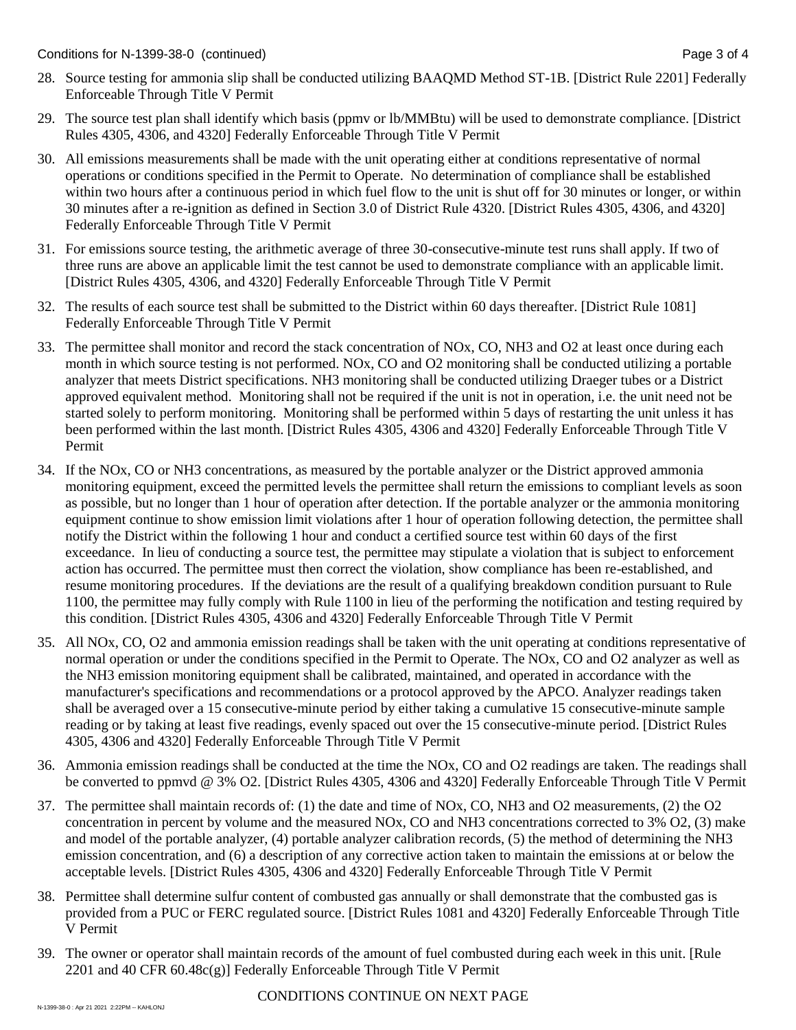28. Source testing for ammonia slip shall be conducted utilizing BAAQMD Method ST-1B. [District Rule 2201] Federally Enforceable Through Title V Permit

29. The source test plan shall identify which basis (ppmv or lb/MMBtu) will be used to demonstrate compliance. [District Rules 4305, 4306, and 4320] Federally Enforceable Through Title V Permit

30. All emissions measurements shall be made with the unit operating either at conditions representative of normal operations or conditions specified in the Permit to Operate. No determination of compliance shall be established within two hours after a continuous period in which fuel flow to the unit is shut off for 30 minutes or longer, or within 30 minutes after a re-ignition as defined in Section 3.0 of District Rule 4320. [District Rules 4305, 4306, and 4320] Federally Enforceable Through Title V Permit

31. For emissions source testing, the arithmetic average of three 30-consecutive-minute test runs shall apply. If two of three runs are above an applicable limit the test cannot be used to demonstrate compliance with an applicable limit. [District Rules 4305, 4306, and 4320] Federally Enforceable Through Title V Permit

32. The results of each source test shall be submitted to the District within 60 days thereafter. [District Rule 1081] Federally Enforceable Through Title V Permit

33. The permittee shall monitor and record the stack concentration of NOx, CO, NH3 and O2 at least once during each month in which source testing is not performed. NOx, CO and O2 monitoring shall be conducted utilizing a portable analyzer that meets District specifications. NH3 monitoring shall be conducted utilizing Draeger tubes or a District approved equivalent method. Monitoring shall not be required if the unit is not in operation, i.e. the unit need not be started solely to perform monitoring. Monitoring shall be performed within 5 days of restarting the unit unless it has been performed within the last month. [District Rules 4305, 4306 and 4320] Federally Enforceable Through Title V Permit

34. If the NOx, CO or NH3 concentrations, as measured by the portable analyzer or the District approved ammonia monitoring equipment, exceed the permitted levels the permittee shall return the emissions to compliant levels as soon as possible, but no longer than 1 hour of operation after detection. If the portable analyzer or the ammonia monitoring equipment continue to show emission limit violations after 1 hour of operation following detection, the permittee shall notify the District within the following 1 hour and conduct a certified source test within 60 days of the first exceedance. In lieu of conducting a source test, the permittee may stipulate a violation that is subject to enforcement action has occurred. The permittee must then correct the violation, show compliance has been re-established, and resume monitoring procedures. If the deviations are the result of a qualifying breakdown condition pursuant to Rule 1100, the permittee may fully comply with Rule 1100 in lieu of the performing the notification and testing required by this condition. [District Rules 4305, 4306 and 4320] Federally Enforceable Through Title V Permit

35. All NOx, CO, O2 and ammonia emission readings shall be taken with the unit operating at conditions representative of normal operation or under the conditions specified in the Permit to Operate. The NOx, CO and O2 analyzer as well as the NH3 emission monitoring equipment shall be calibrated, maintained, and operated in accordance with the manufacturer's specifications and recommendations or a protocol approved by the APCO. Analyzer readings taken shall be averaged over a 15 consecutive-minute period by either taking a cumulative 15 consecutive-minute sample reading or by taking at least five readings, evenly spaced out over the 15 consecutive-minute period. [District Rules 4305, 4306 and 4320] Federally Enforceable Through Title V Permit

36. Ammonia emission readings shall be conducted at the time the NOx, CO and O2 readings are taken. The readings shall be converted to ppmvd @ 3% O2. [District Rules 4305, 4306 and 4320] Federally Enforceable Through Title V Permit

37. The permittee shall maintain records of: (1) the date and time of NOx, CO, NH3 and O2 measurements, (2) the O2 concentration in percent by volume and the measured NOx, CO and NH3 concentrations corrected to 3% O2, (3) make and model of the portable analyzer, (4) portable analyzer calibration records, (5) the method of determining the NH3 emission concentration, and (6) a description of any corrective action taken to maintain the emissions at or below the acceptable levels. [District Rules 4305, 4306 and 4320] Federally Enforceable Through Title V Permit

38. Permittee shall determine sulfur content of combusted gas annually or shall demonstrate that the combusted gas is provided from a PUC or FERC regulated source. [District Rules 1081 and 4320] Federally Enforceable Through Title V Permit

39. The owner or operator shall maintain records of the amount of fuel combusted during each week in this unit. [Rule 2201 and 40 CFR 60.48c(g)] Federally Enforceable Through Title V Permit

CONDITIONS CONTINUE ON NEXT PAGE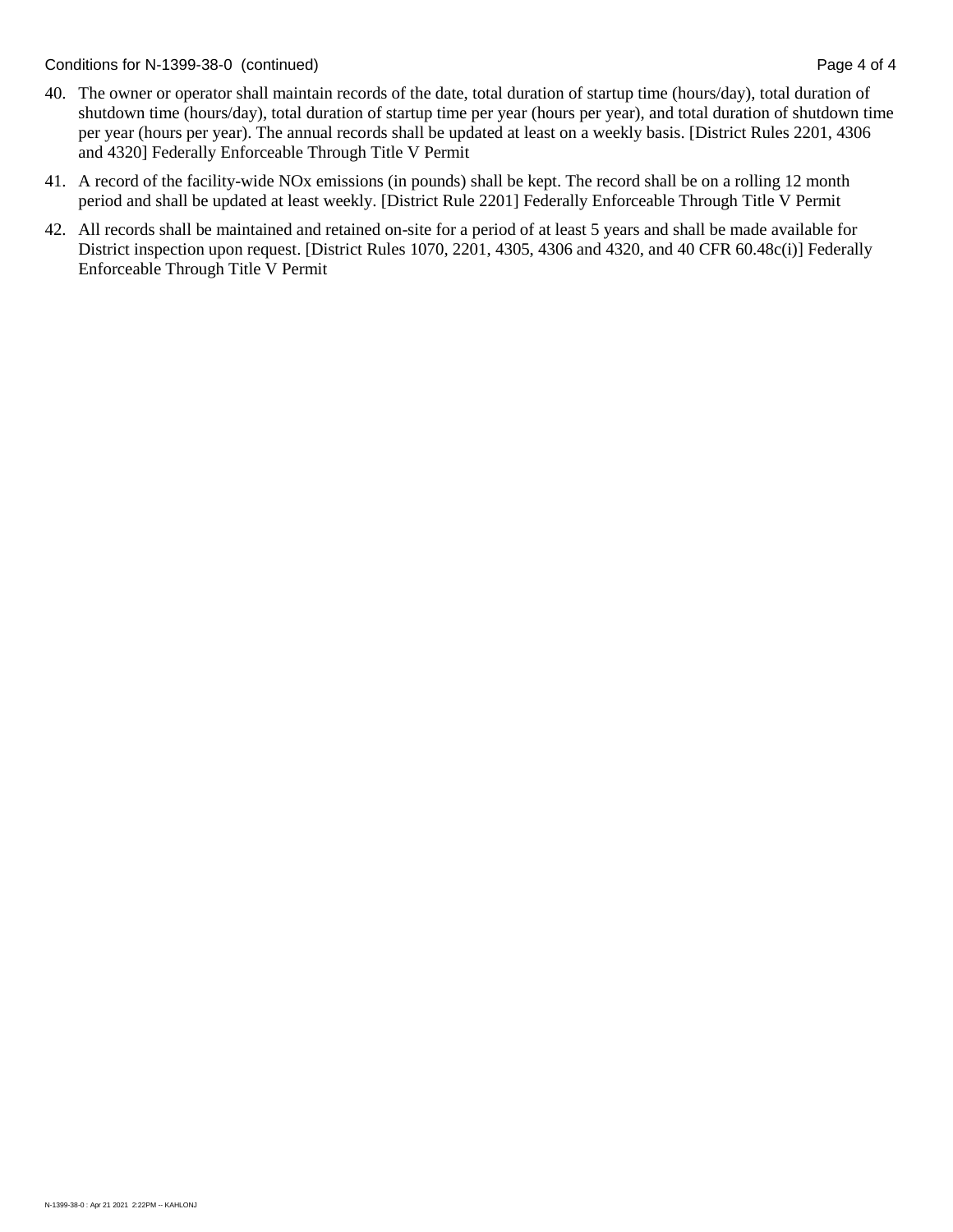40. The owner or operator shall maintain records of the date, total duration of startup time (hours/day), total duration of shutdown time (hours/day), total duration of startup time per year (hours per year), and total duration of shutdown time per year (hours per year). The annual records shall be updated at least on a weekly basis. [District Rules 2201, 4306 and 4320] Federally Enforceable Through Title V Permit

41. A record of the facility-wide NOx emissions (in pounds) shall be kept. The record shall be on a rolling 12 month period and shall be updated at least weekly. [District Rule 2201] Federally Enforceable Through Title V Permit

42. All records shall be maintained and retained on-site for a period of at least 5 years and shall be made available for District inspection upon request. [District Rules 1070, 2201, 4305, 4306 and 4320, and 40 CFR 60.48c(i)] Federally Enforceable Through Title V Permit